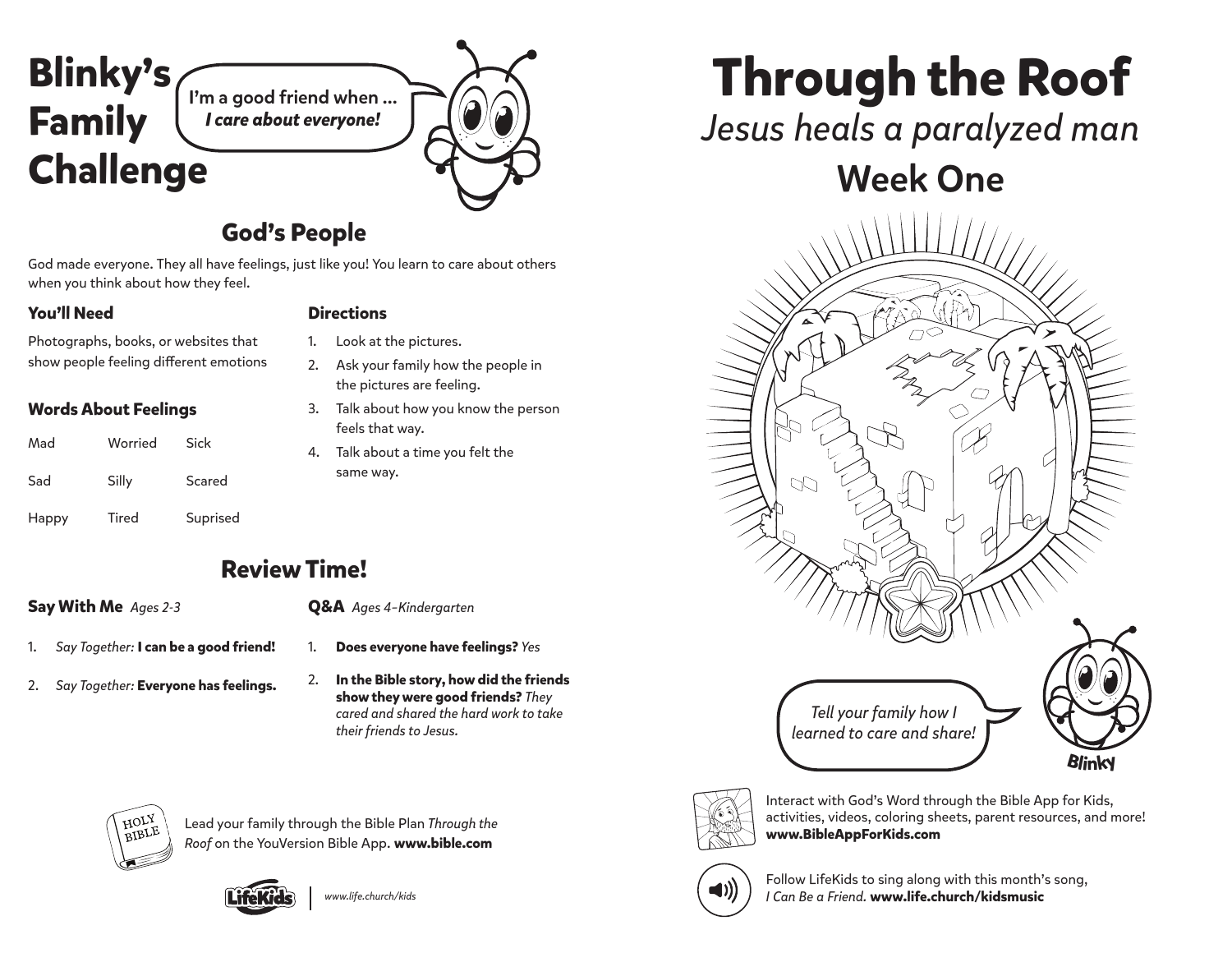# Blinky's Family Challenge

I'm a good friend when ... *I care about everyone!*

## God's People

God made everyone. They all have feelings, just like you! You learn to care about others when you think about how they feel.

### You'll Need

Photographs, books, or websites that show people feeling different emotions

### Words About Feelings

| | | |
|---|---|---|
| Mad | Worried | Sick |
| Sad | Silly | Scared |
| Happy | Tired | Suprised |

### Directions

1. Look at the pictures.
2. Ask your family how the people in the pictures are feeling.
3. Talk about how you know the person feels that way.
4. Talk about a time you felt the same way.

## Review Time!

### Say With Me *Ages 2-3*

1. *Say Together:* **I can be a good friend!**
2. *Say Together:* **Everyone has feelings.**

### Q&A *Ages 4-Kindergarten*

1. **Does everyone have feelings?** *Yes*
2. **In the Bible story, how did the friends show they were good friends?** *They cared and shared the hard work to take their friends to Jesus.*

Lead your family through the Bible Plan *Through the Roof* on the YouVersion Bible App. **www.bible.com**

LifeKids | *www.life.church/kids*

# Through the Roof

## *Jesus heals a paralyzed man*

## Week One

*Tell your family how I learned to care and share!*

Blinky

Interact with God's Word through the Bible App for Kids, activities, videos, coloring sheets, parent resources, and more! **www.BibleAppForKids.com**

Follow LifeKids to sing along with this month's song, *I Can Be a Friend.* **www.life.church/kidsmusic**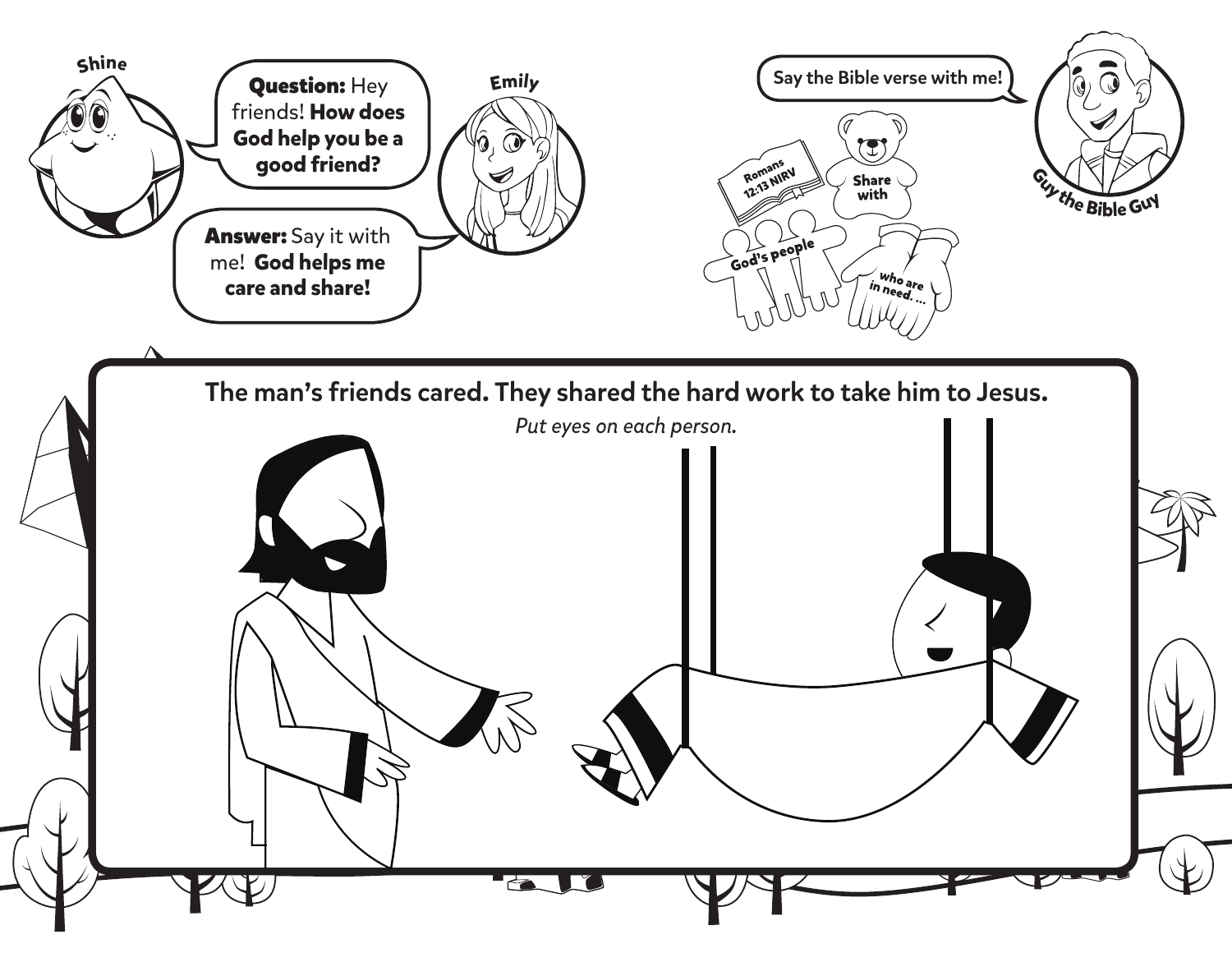Shine

**Question:** Hey friends! **How does God help you be a good friend?**

Emily

**Answer:** Say it with me! **God helps me care and share!**

Say the Bible verse with me!

Guy the Bible Guy

Romans 12:13 NIRV

Share with

God's people

who are in need. ...

**The man's friends cared. They shared the hard work to take him to Jesus.**

*Put eyes on each person.*